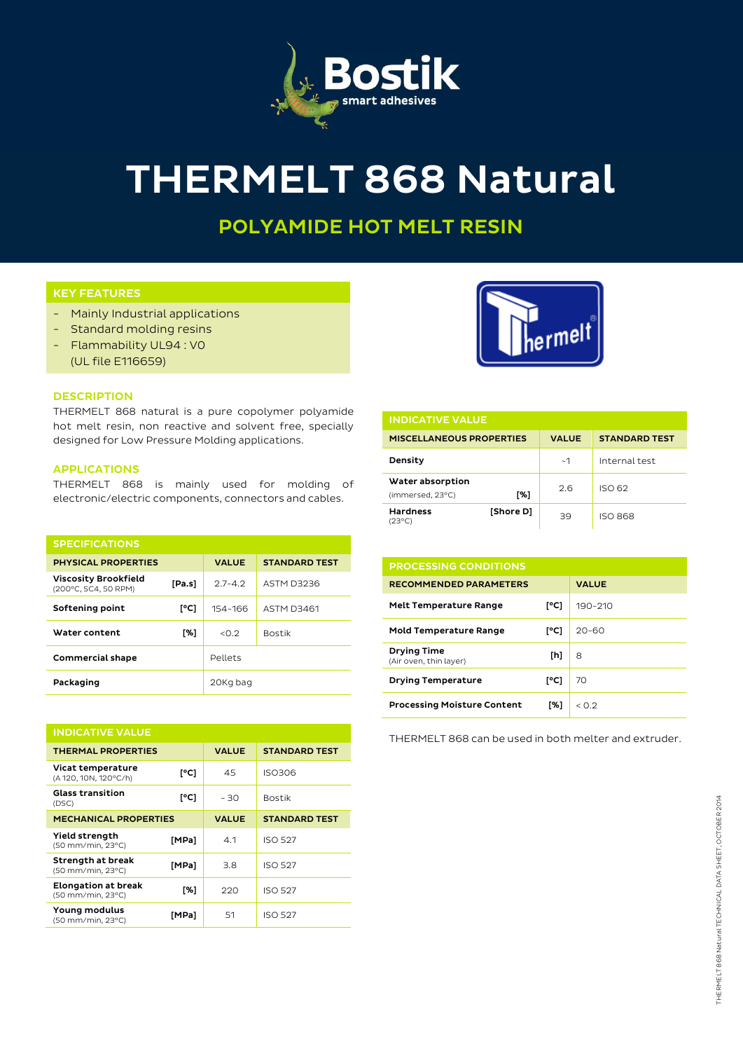# THERMELT 868 Natural

## POLYAMIDE HOT MELT RESIN

### KEY FEATURES

- Mainly Industrial applications
- Standard molding resins
- Flammability UL94 : V0 (UL file E116659)

### DESCRIPTION

THERMELT 868 natural is a pure copolymer polyamide hot melt resin, non reactive and solvent free, specially designed for Low Pressure Molding applications.

### APPLICATIONS

THERMELT 868 is mainly used for molding of electronic/electric components, connectors and cables.

### SPECIFICATIONS

| PHYSICAL PROPERTIES | | VALUE | STANDARD TEST |
|---|---|---|---|
| Viscosity Brookfield (200°C, SC4, 50 RPM) | [Pa.s] | 2.7-4.2 | ASTM D3236 |
| Softening point | [°C] | 154-166 | ASTM D3461 |
| Water content | [%] | <0.2 | Bostik |
| Commercial shape | | Pellets | |
| Packaging | | 20Kg bag | |

### INDICATIVE VALUE

| THERMAL PROPERTIES | | VALUE | STANDARD TEST |
|---|---|---|---|
| Vicat temperature (A 120, 10N, 120°C/h) | [°C] | 45 | ISO306 |
| Glass transition (DSC) | [°C] | - 30 | Bostik |
| **MECHANICAL PROPERTIES** | | **VALUE** | **STANDARD TEST** |
| Yield strength (50 mm/min, 23°C) | [MPa] | 4.1 | ISO 527 |
| Strength at break (50 mm/min, 23°C) | [MPa] | 3.8 | ISO 527 |
| Elongation at break (50 mm/min, 23°C) | [%] | 220 | ISO 527 |
| Young modulus (50 mm/min, 23°C) | [MPa] | 51 | ISO 527 |

### INDICATIVE VALUE

| MISCELLANEOUS PROPERTIES | | VALUE | STANDARD TEST |
|---|---|---|---|
| Density | | ~1 | Internal test |
| Water absorption (immersed, 23°C) | [%] | 2.6 | ISO 62 |
| Hardness (23°C) | [Shore D] | 39 | ISO 868 |

### PROCESSING CONDITIONS

| RECOMMENDED PARAMETERS | | VALUE |
|---|---|---|
| Melt Temperature Range | [°C] | 190-210 |
| Mold Temperature Range | [°C] | 20-60 |
| Drying Time (Air oven, thin layer) | [h] | 8 |
| Drying Temperature | [°C] | 70 |
| Processing Moisture Content | [%] | < 0.2 |

THERMELT 868 can be used in both melter and extruder.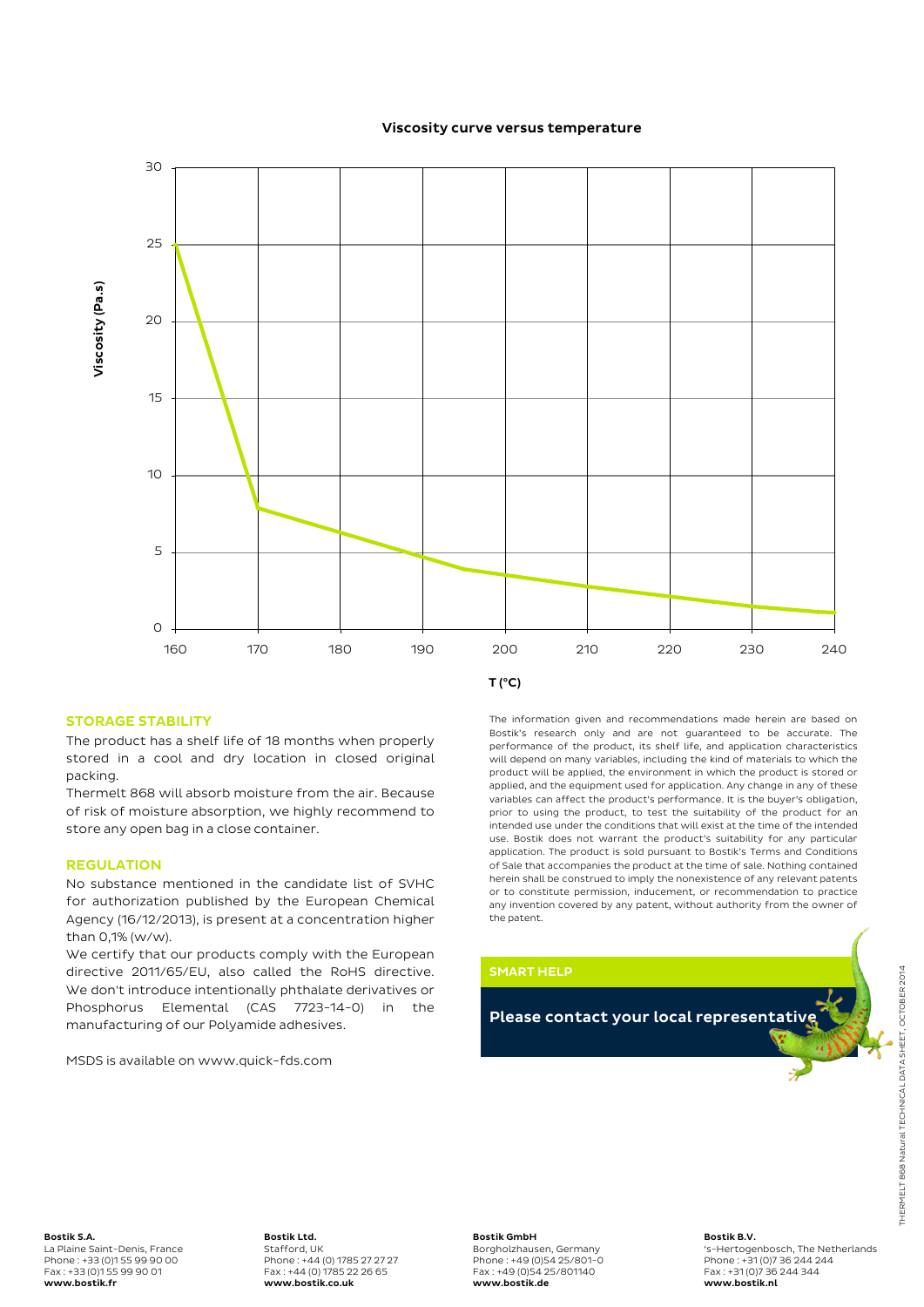**Viscosity curve versus temperature**

Viscosity (Pa.s)

30
25
20
15
10
5
0

160 170 180 190 200 210 220 230 240

T (°C)

## STORAGE STABILITY

The product has a shelf life of 18 months when properly stored in a cool and dry location in closed original packing.

Thermelt 868 will absorb moisture from the air. Because of risk of moisture absorption, we highly recommend to store any open bag in a close container.

## REGULATION

No substance mentioned in the candidate list of SVHC for authorization published by the European Chemical Agency (16/12/2013), is present at a concentration higher than 0,1% (w/w).

We certify that our products comply with the European directive 2011/65/EU, also called the RoHS directive. We don't introduce intentionally phthalate derivatives or Phosphorus Elemental (CAS 7723-14-0) in the manufacturing of our Polyamide adhesives.

MSDS is available on www.quick-fds.com

The information given and recommendations made herein are based on Bostik's research only and are not guaranteed to be accurate. The performance of the product, its shelf life, and application characteristics will depend on many variables, including the kind of materials to which the product will be applied, the environment in which the product is stored or applied, and the equipment used for application. Any change in any of these variables can affect the product's performance. It is the buyer's obligation, prior to using the product, to test the suitability of the product for an intended use under the conditions that will exist at the time of the intended use. Bostik does not warrant the product's suitability for any particular application. The product is sold pursuant to Bostik's Terms and Conditions of Sale that accompanies the product at the time of sale. Nothing contained herein shall be construed to imply the nonexistence of any relevant patents or to constitute permission, inducement, or recommendation to practice any invention covered by any patent, without authority from the owner of the patent.

## SMART HELP

**Please contact your local representative**

THERMELT 868 Natural TECHNICAL DATA SHEET, OCTOBER 2014

**Bostik S.A.**
La Plaine Saint-Denis, France
Phone : +33 (0)1 55 99 90 00
Fax : +33 (0)1 55 99 90 01
**www.bostik.fr**

**Bostik Ltd.**
Stafford, UK
Phone : +44 (0) 1785 27 27 27
Fax : +44 (0) 1785 22 26 65
**www.bostik.co.uk**

**Bostik GmbH**
Borgholzhausen, Germany
Phone : +49 (0)54 25/801-0
Fax : +49 (0)54 25/801140
**www.bostik.de**

**Bostik B.V.**
's-Hertogenbosch, The Netherlands
Phone : +31 (0)7 36 244 244
Fax : +31 (0)7 36 244 344
**www.bostik.nl**